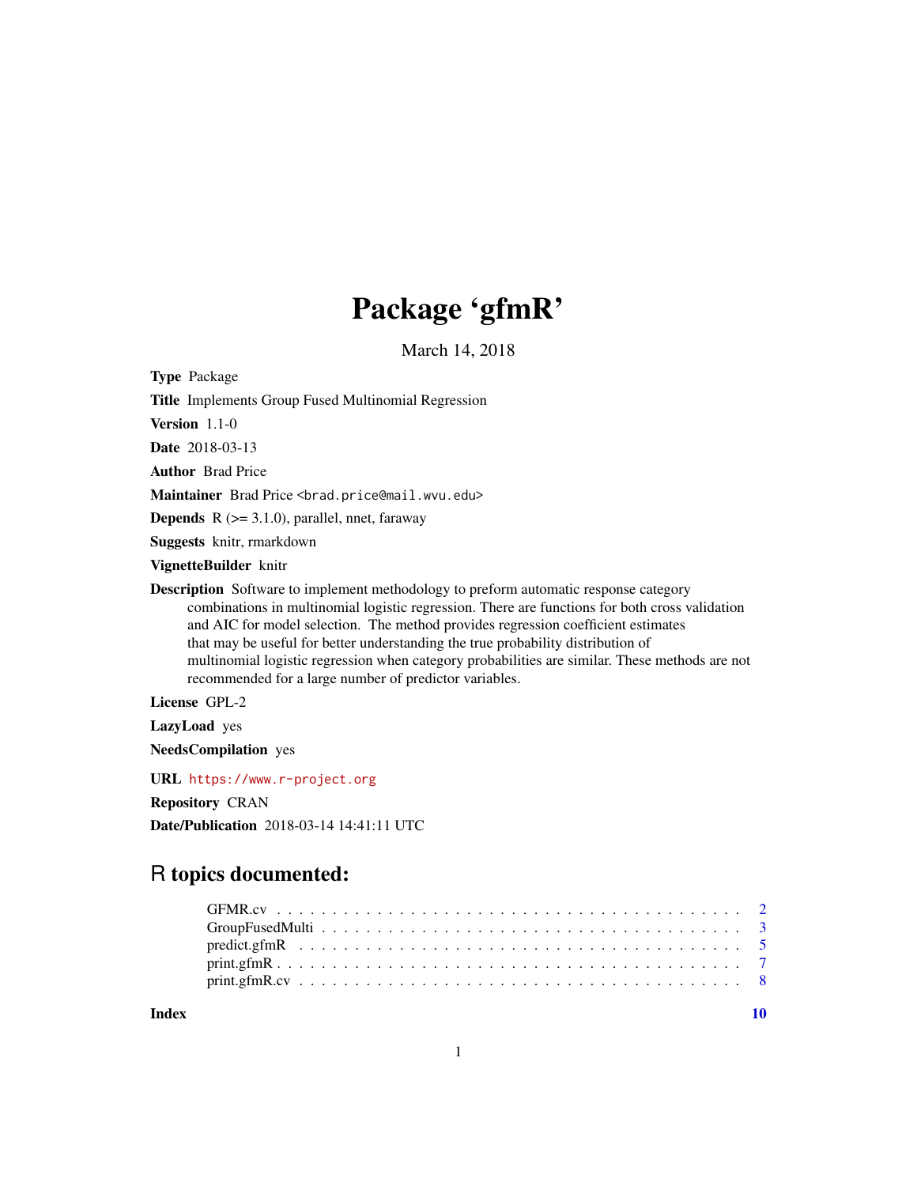# Package 'gfmR'

March 14, 2018

**Type** Package

**Title** Implements Group Fused Multinomial Regression

**Version** 1.1-0

**Date** 2018-03-13

**Author** Brad Price

**Maintainer** Brad Price <brad.price@mail.wvu.edu>

**Depends** R (>= 3.1.0), parallel, nnet, faraway

**Suggests** knitr, rmarkdown

**VignetteBuilder** knitr

**Description** Software to implement methodology to preform automatic response category combinations in multinomial logistic regression. There are functions for both cross validation and AIC for model selection. The method provides regression coefficient estimates that may be useful for better understanding the true probability distribution of multinomial logistic regression when category probabilities are similar. These methods are not recommended for a large number of predictor variables.

**License** GPL-2

**LazyLoad** yes

**NeedsCompilation** yes

**URL** https://www.r-project.org

**Repository** CRAN

**Date/Publication** 2018-03-14 14:41:11 UTC

## R topics documented:

- GFMR.cv . . . . . . . . . . . . . . . . . . . . . . . . . . . . . . . . . . . . . . . . . 2
- GroupFusedMulti . . . . . . . . . . . . . . . . . . . . . . . . . . . . . . . . . . . . . 3
- predict.gfmR . . . . . . . . . . . . . . . . . . . . . . . . . . . . . . . . . . . . . . . 5
- print.gfmR . . . . . . . . . . . . . . . . . . . . . . . . . . . . . . . . . . . . . . . . 7
- print.gfmR.cv . . . . . . . . . . . . . . . . . . . . . . . . . . . . . . . . . . . . . . 8

**Index** 10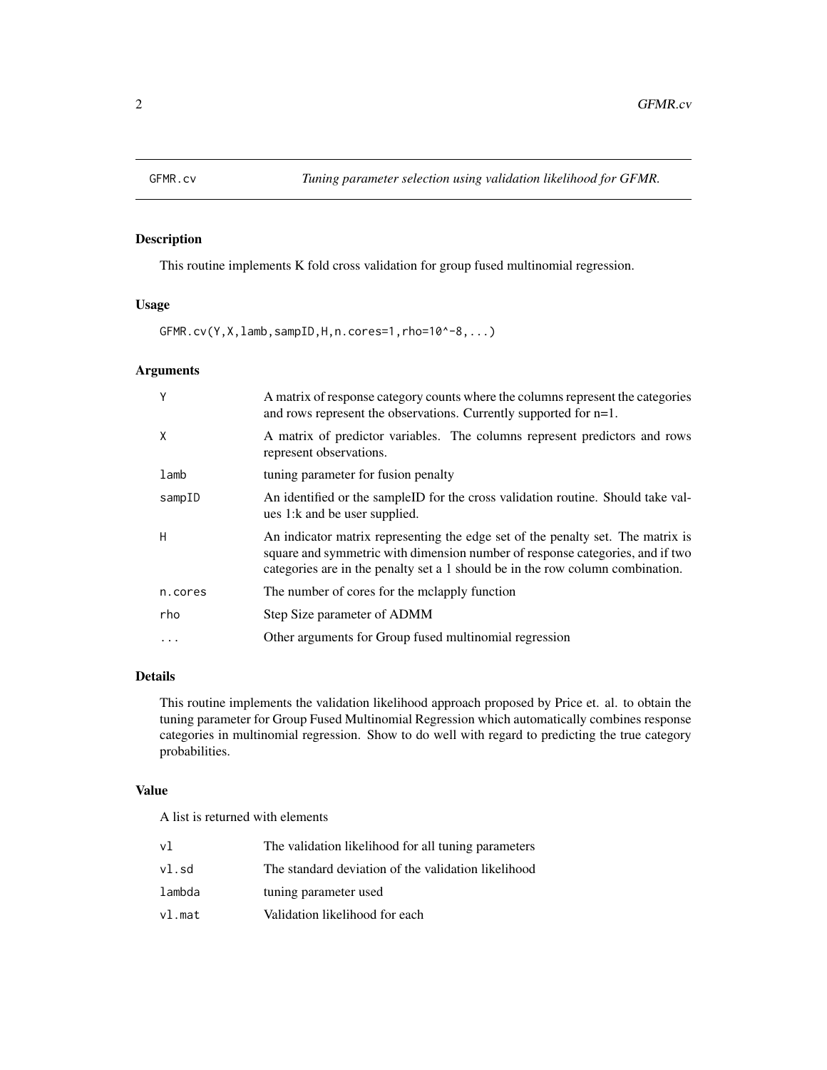## GFMR.cv — *Tuning parameter selection using validation likelihood for GFMR.*

### Description

This routine implements K fold cross validation for group fused multinomial regression.

### Usage

```
GFMR.cv(Y,X,lamb,sampID,H,n.cores=1,rho=10^-8,...)
```

### Arguments

| | |
|---|---|
| `Y` | A matrix of response category counts where the columns represent the categories and rows represent the observations. Currently supported for n=1. |
| `X` | A matrix of predictor variables. The columns represent predictors and rows represent observations. |
| `lamb` | tuning parameter for fusion penalty |
| `sampID` | An identified or the sampleID for the cross validation routine. Should take values 1:k and be user supplied. |
| `H` | An indicator matrix representing the edge set of the penalty set. The matrix is square and symmetric with dimension number of response categories, and if two categories are in the penalty set a 1 should be in the row column combination. |
| `n.cores` | The number of cores for the mclapply function |
| `rho` | Step Size parameter of ADMM |
| `...` | Other arguments for Group fused multinomial regression |

### Details

This routine implements the validation likelihood approach proposed by Price et. al. to obtain the tuning parameter for Group Fused Multinomial Regression which automatically combines response categories in multinomial regression. Show to do well with regard to predicting the true category probabilities.

### Value

A list is returned with elements

| | |
|---|---|
| `vl` | The validation likelihood for all tuning parameters |
| `vl.sd` | The standard deviation of the validation likelihood |
| `lambda` | tuning parameter used |
| `vl.mat` | Validation likelihood for each |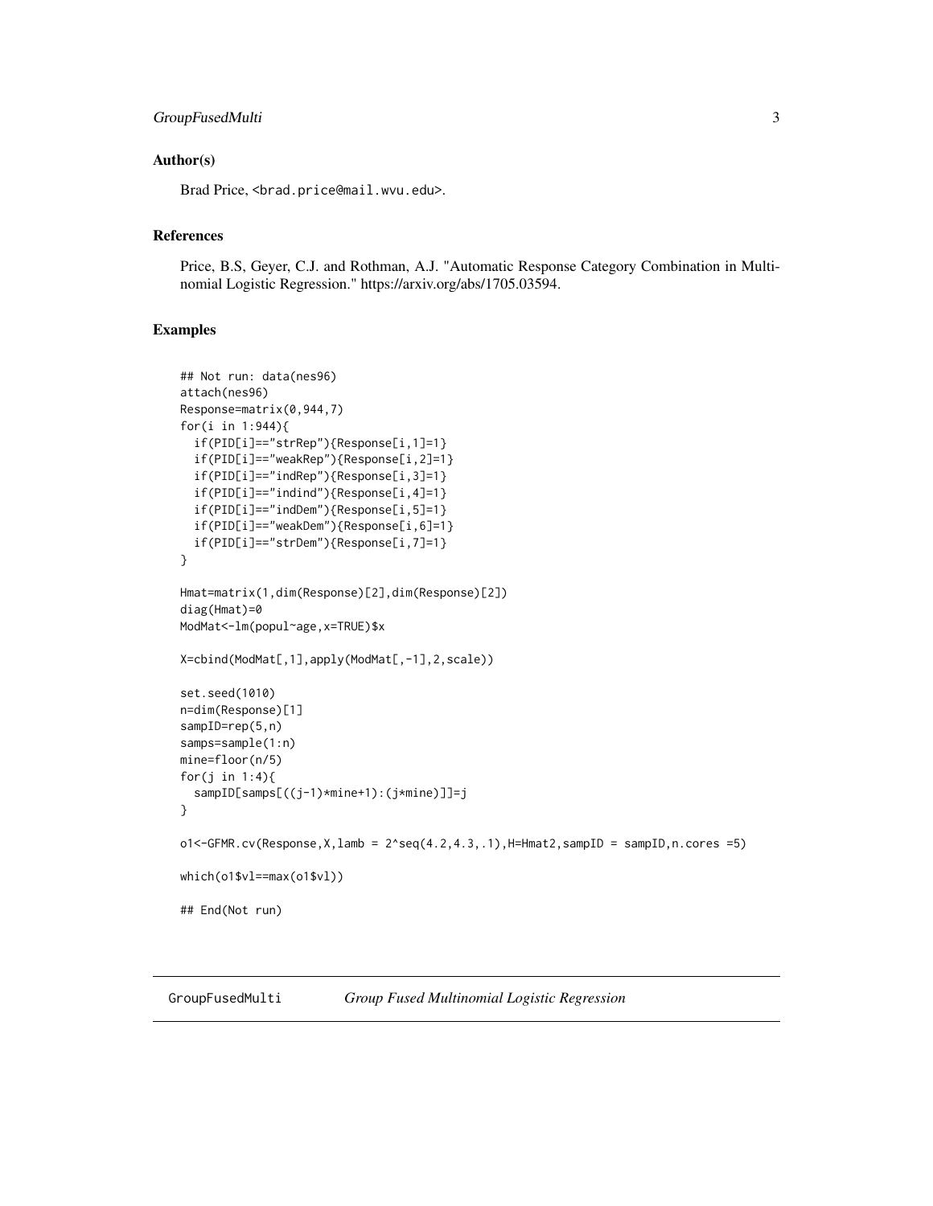### Author(s)

Brad Price, <brad.price@mail.wvu.edu>.

### References

Price, B.S, Geyer, C.J. and Rothman, A.J. "Automatic Response Category Combination in Multinomial Logistic Regression." https://arxiv.org/abs/1705.03594.

### Examples

```
## Not run: data(nes96)
attach(nes96)
Response=matrix(0,944,7)
for(i in 1:944){
  if(PID[i]=="strRep"){Response[i,1]=1}
  if(PID[i]=="weakRep"){Response[i,2]=1}
  if(PID[i]=="indRep"){Response[i,3]=1}
  if(PID[i]=="indind"){Response[i,4]=1}
  if(PID[i]=="indDem"){Response[i,5]=1}
  if(PID[i]=="weakDem"){Response[i,6]=1}
  if(PID[i]=="strDem"){Response[i,7]=1}
}

Hmat=matrix(1,dim(Response)[2],dim(Response)[2])
diag(Hmat)=0
ModMat<-lm(popul~age,x=TRUE)$x

X=cbind(ModMat[,1],apply(ModMat[,-1],2,scale))

set.seed(1010)
n=dim(Response)[1]
sampID=rep(5,n)
samps=sample(1:n)
mine=floor(n/5)
for(j in 1:4){
  sampID[samps[((j-1)*mine+1):(j*mine)]]=j
}

o1<-GFMR.cv(Response,X,lamb = 2^seq(4.2,4.3,.1),H=Hmat2,sampID = sampID,n.cores =5)

which(o1$vl==max(o1$vl))

## End(Not run)
```

---

GroupFusedMulti *Group Fused Multinomial Logistic Regression*

---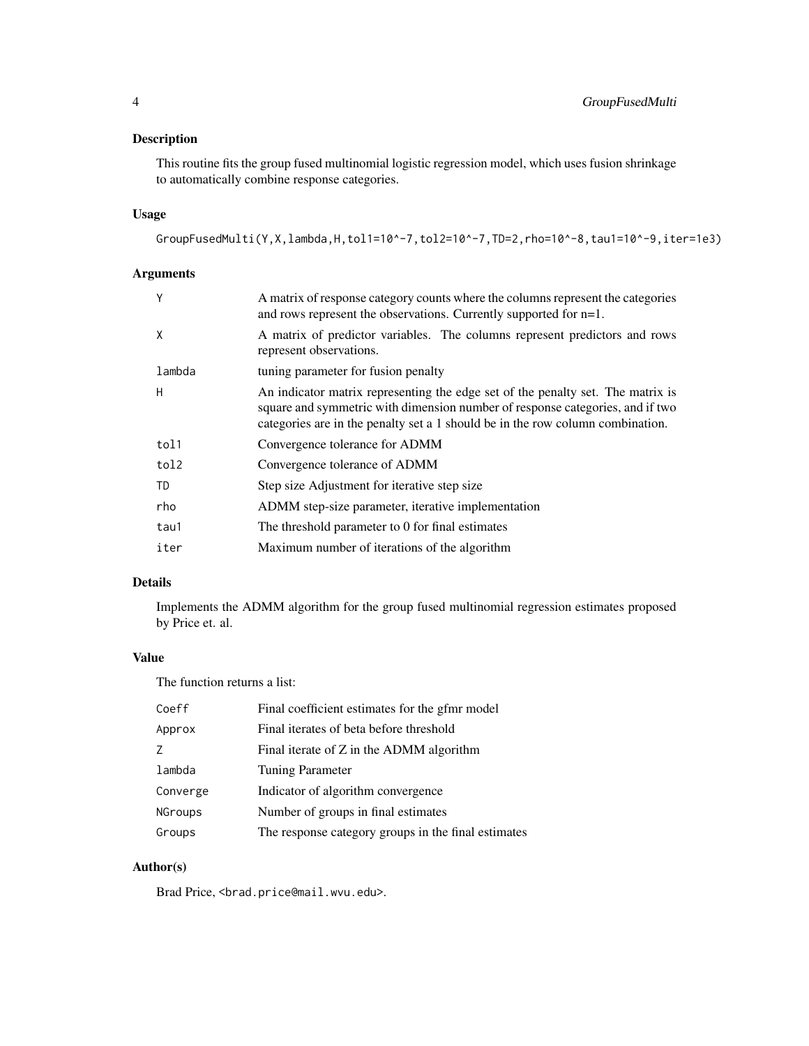## Description

This routine fits the group fused multinomial logistic regression model, which uses fusion shrinkage to automatically combine response categories.

## Usage

```
GroupFusedMulti(Y,X,lambda,H,tol1=10^-7,tol2=10^-7,TD=2,rho=10^-8,tau1=10^-9,iter=1e3)
```

## Arguments

| | |
|---|---|
| Y | A matrix of response category counts where the columns represent the categories and rows represent the observations. Currently supported for n=1. |
| X | A matrix of predictor variables. The columns represent predictors and rows represent observations. |
| lambda | tuning parameter for fusion penalty |
| H | An indicator matrix representing the edge set of the penalty set. The matrix is square and symmetric with dimension number of response categories, and if two categories are in the penalty set a 1 should be in the row column combination. |
| tol1 | Convergence tolerance for ADMM |
| tol2 | Convergence tolerance of ADMM |
| TD | Step size Adjustment for iterative step size |
| rho | ADMM step-size parameter, iterative implementation |
| tau1 | The threshold parameter to 0 for final estimates |
| iter | Maximum number of iterations of the algorithm |

## Details

Implements the ADMM algorithm for the group fused multinomial regression estimates proposed by Price et. al.

## Value

The function returns a list:

| | |
|---|---|
| Coeff | Final coefficient estimates for the gfmr model |
| Approx | Final iterates of beta before threshold |
| Z | Final iterate of Z in the ADMM algorithm |
| lambda | Tuning Parameter |
| Converge | Indicator of algorithm convergence |
| NGroups | Number of groups in final estimates |
| Groups | The response category groups in the final estimates |

## Author(s)

Brad Price, <brad.price@mail.wvu.edu>.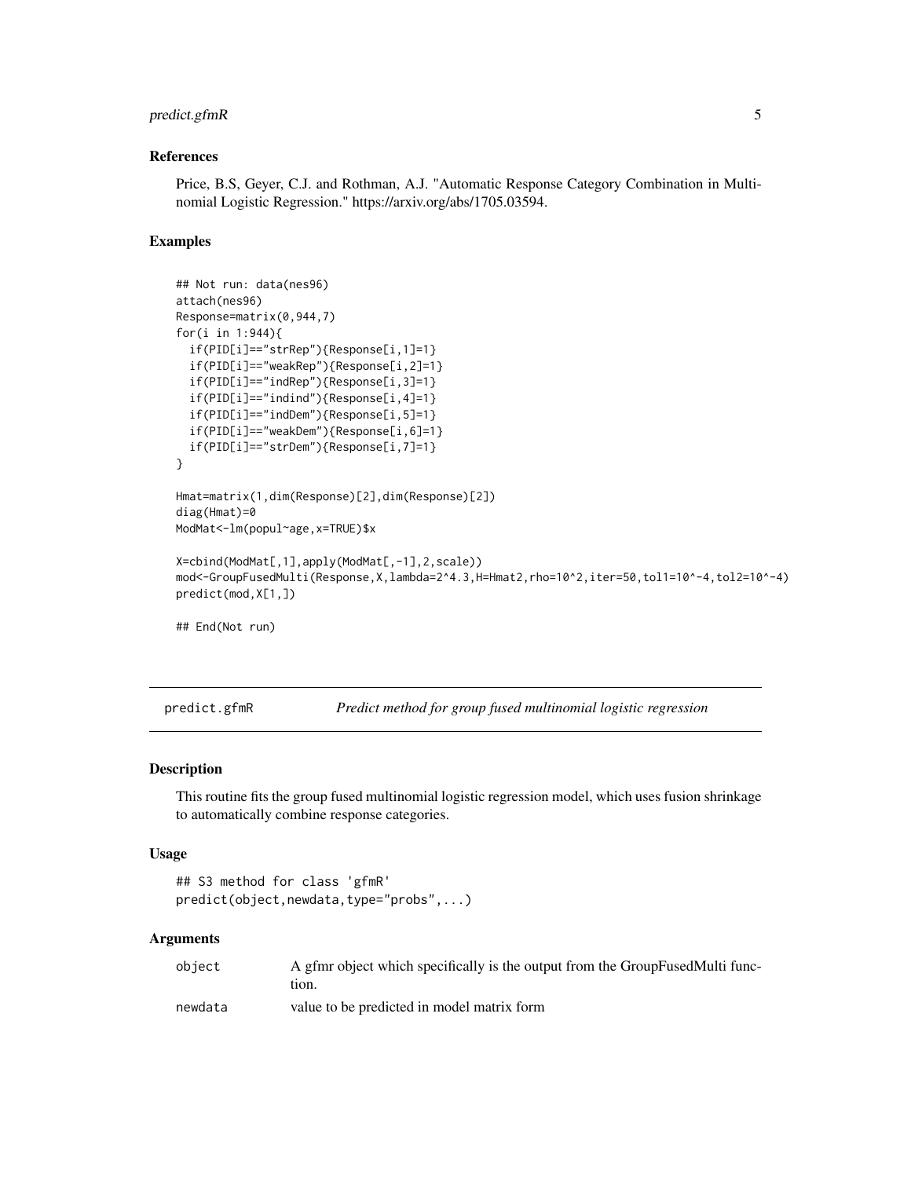### References

Price, B.S, Geyer, C.J. and Rothman, A.J. "Automatic Response Category Combination in Multinomial Logistic Regression." https://arxiv.org/abs/1705.03594.

### Examples

```
## Not run: data(nes96)
attach(nes96)
Response=matrix(0,944,7)
for(i in 1:944){
  if(PID[i]=="strRep"){Response[i,1]=1}
  if(PID[i]=="weakRep"){Response[i,2]=1}
  if(PID[i]=="indRep"){Response[i,3]=1}
  if(PID[i]=="indind"){Response[i,4]=1}
  if(PID[i]=="indDem"){Response[i,5]=1}
  if(PID[i]=="weakDem"){Response[i,6]=1}
  if(PID[i]=="strDem"){Response[i,7]=1}
}

Hmat=matrix(1,dim(Response)[2],dim(Response)[2])
diag(Hmat)=0
ModMat<-lm(popul~age,x=TRUE)$x

X=cbind(ModMat[,1],apply(ModMat[,-1],2,scale))
mod<-GroupFusedMulti(Response,X,lambda=2^4.3,H=Hmat2,rho=10^2,iter=50,tol1=10^-4,tol2=10^-4)
predict(mod,X[1,])

## End(Not run)
```

---

## predict.gfmR — *Predict method for group fused multinomial logistic regression*

### Description

This routine fits the group fused multinomial logistic regression model, which uses fusion shrinkage to automatically combine response categories.

### Usage

```
## S3 method for class 'gfmR'
predict(object,newdata,type="probs",...)
```

### Arguments

| | |
|---|---|
| object | A gfmr object which specifically is the output from the GroupFusedMulti function. |
| newdata | value to be predicted in model matrix form |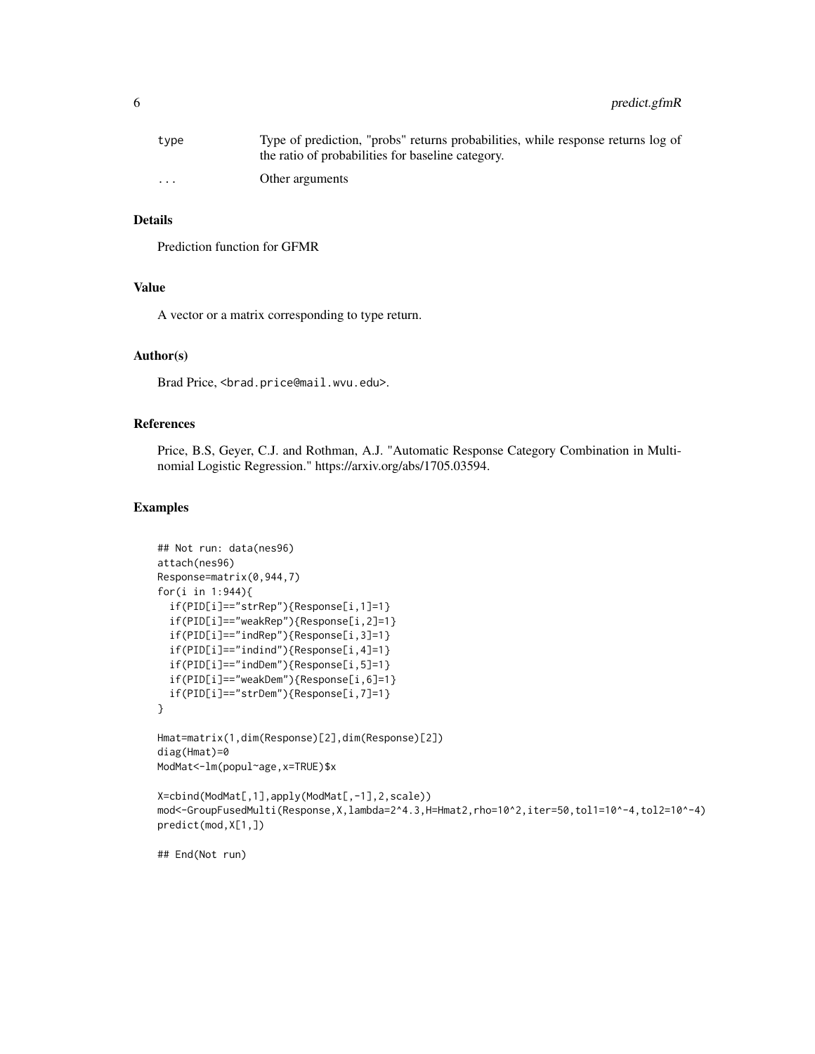| | |
|---|---|
| type | Type of prediction, "probs" returns probabilities, while response returns log of the ratio of probabilities for baseline category. |
| ... | Other arguments |

### Details

Prediction function for GFMR

### Value

A vector or a matrix corresponding to type return.

### Author(s)

Brad Price, <brad.price@mail.wvu.edu>.

### References

Price, B.S, Geyer, C.J. and Rothman, A.J. "Automatic Response Category Combination in Multinomial Logistic Regression." https://arxiv.org/abs/1705.03594.

### Examples

```
## Not run: data(nes96)
attach(nes96)
Response=matrix(0,944,7)
for(i in 1:944){
  if(PID[i]=="strRep"){Response[i,1]=1}
  if(PID[i]=="weakRep"){Response[i,2]=1}
  if(PID[i]=="indRep"){Response[i,3]=1}
  if(PID[i]=="indind"){Response[i,4]=1}
  if(PID[i]=="indDem"){Response[i,5]=1}
  if(PID[i]=="weakDem"){Response[i,6]=1}
  if(PID[i]=="strDem"){Response[i,7]=1}
}

Hmat=matrix(1,dim(Response)[2],dim(Response)[2])
diag(Hmat)=0
ModMat<-lm(popul~age,x=TRUE)$x

X=cbind(ModMat[,1],apply(ModMat[,-1],2,scale))
mod<-GroupFusedMulti(Response,X,lambda=2^4.3,H=Hmat2,rho=10^2,iter=50,tol1=10^-4,tol2=10^-4)
predict(mod,X[1,])

## End(Not run)
```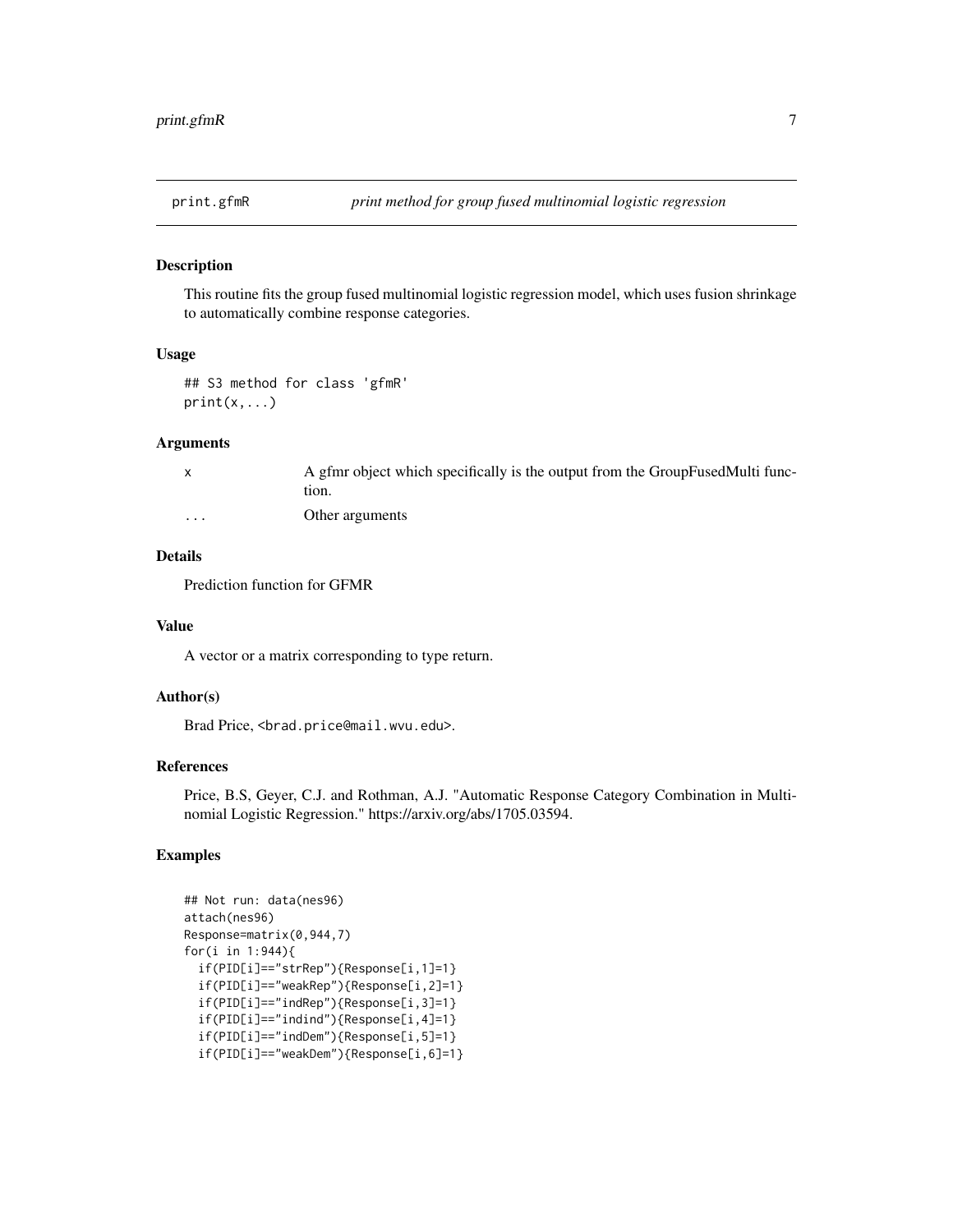print.gfmR *print method for group fused multinomial logistic regression*

### Description

This routine fits the group fused multinomial logistic regression model, which uses fusion shrinkage to automatically combine response categories.

### Usage

```
## S3 method for class 'gfmR'
print(x,...)
```

### Arguments

| | |
|---|---|
| x | A gfmr object which specifically is the output from the GroupFusedMulti function. |
| ... | Other arguments |

### Details

Prediction function for GFMR

### Value

A vector or a matrix corresponding to type return.

### Author(s)

Brad Price, <brad.price@mail.wvu.edu>.

### References

Price, B.S, Geyer, C.J. and Rothman, A.J. "Automatic Response Category Combination in Multinomial Logistic Regression." https://arxiv.org/abs/1705.03594.

### Examples

```
## Not run: data(nes96)
attach(nes96)
Response=matrix(0,944,7)
for(i in 1:944){
  if(PID[i]=="strRep"){Response[i,1]=1}
  if(PID[i]=="weakRep"){Response[i,2]=1}
  if(PID[i]=="indRep"){Response[i,3]=1}
  if(PID[i]=="indind"){Response[i,4]=1}
  if(PID[i]=="indDem"){Response[i,5]=1}
  if(PID[i]=="weakDem"){Response[i,6]=1}
```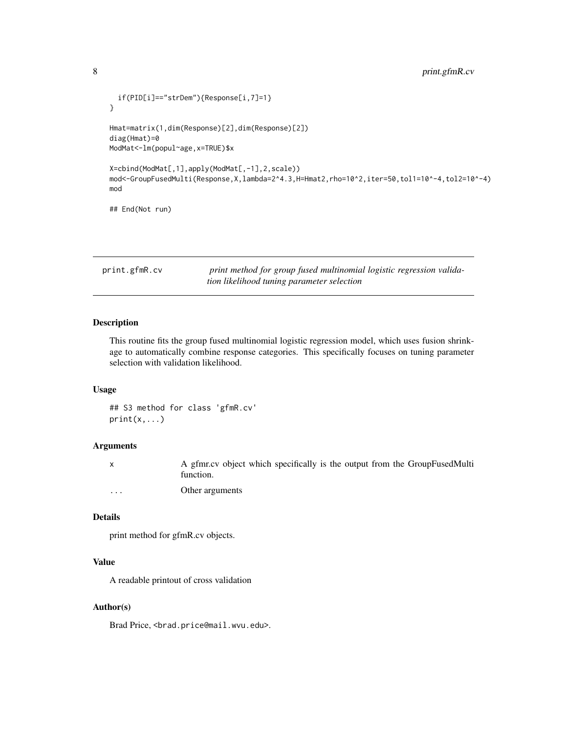```
  if(PID[i]=="strDem"){Response[i,7]=1}
}

Hmat=matrix(1,dim(Response)[2],dim(Response)[2])
diag(Hmat)=0
ModMat<-lm(popul~age,x=TRUE)$x

X=cbind(ModMat[,1],apply(ModMat[,-1],2,scale))
mod<-GroupFusedMulti(Response,X,lambda=2^4.3,H=Hmat2,rho=10^2,iter=50,tol1=10^-4,tol2=10^-4)
mod

## End(Not run)
```

## print.gfmR.cv — *print method for group fused multinomial logistic regression validation likelihood tuning parameter selection*

### Description

This routine fits the group fused multinomial logistic regression model, which uses fusion shrinkage to automatically combine response categories. This specifically focuses on tuning parameter selection with validation likelihood.

### Usage

```
## S3 method for class 'gfmR.cv'
print(x,...)
```

### Arguments

| | |
|---|---|
| x | A gfmr.cv object which specifically is the output from the GroupFusedMulti function. |
| ... | Other arguments |

### Details

print method for gfmR.cv objects.

### Value

A readable printout of cross validation

### Author(s)

Brad Price, <brad.price@mail.wvu.edu>.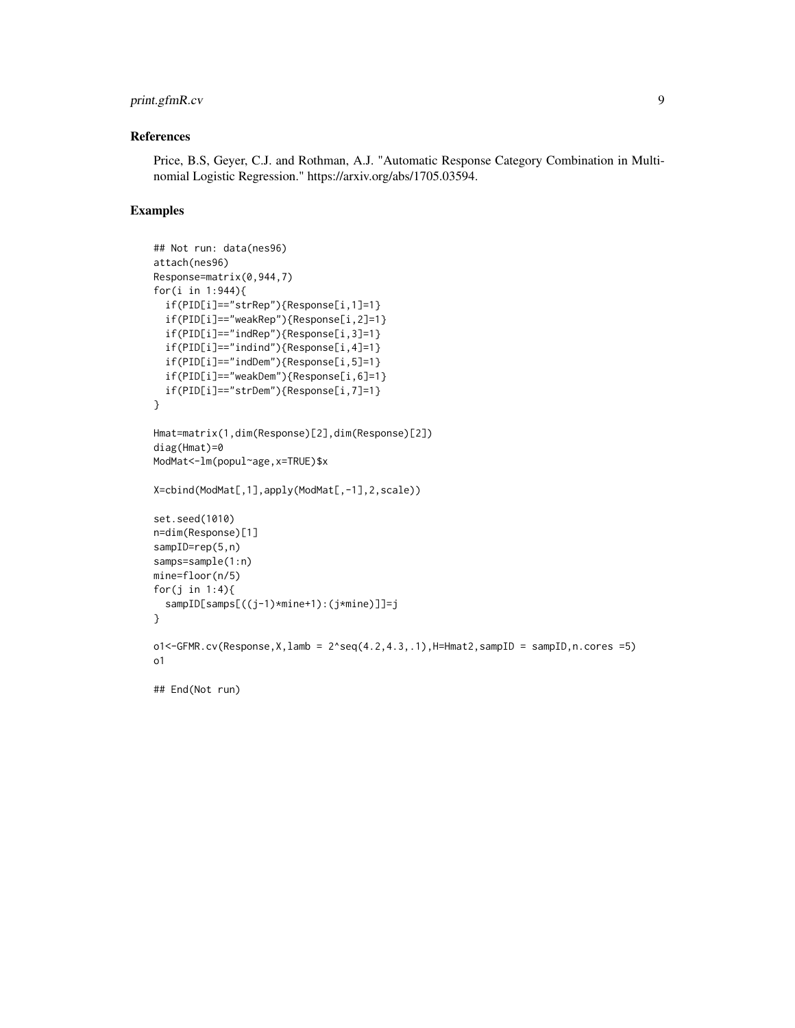## References

Price, B.S, Geyer, C.J. and Rothman, A.J. "Automatic Response Category Combination in Multinomial Logistic Regression." https://arxiv.org/abs/1705.03594.

## Examples

```
## Not run: data(nes96)
attach(nes96)
Response=matrix(0,944,7)
for(i in 1:944){
  if(PID[i]=="strRep"){Response[i,1]=1}
  if(PID[i]=="weakRep"){Response[i,2]=1}
  if(PID[i]=="indRep"){Response[i,3]=1}
  if(PID[i]=="indind"){Response[i,4]=1}
  if(PID[i]=="indDem"){Response[i,5]=1}
  if(PID[i]=="weakDem"){Response[i,6]=1}
  if(PID[i]=="strDem"){Response[i,7]=1}
}

Hmat=matrix(1,dim(Response)[2],dim(Response)[2])
diag(Hmat)=0
ModMat<-lm(popul~age,x=TRUE)$x

X=cbind(ModMat[,1],apply(ModMat[,-1],2,scale))

set.seed(1010)
n=dim(Response)[1]
sampID=rep(5,n)
samps=sample(1:n)
mine=floor(n/5)
for(j in 1:4){
  sampID[samps[((j-1)*mine+1):(j*mine)]]=j
}

o1<-GFMR.cv(Response,X,lamb = 2^seq(4.2,4.3,.1),H=Hmat2,sampID = sampID,n.cores =5)
o1

## End(Not run)
```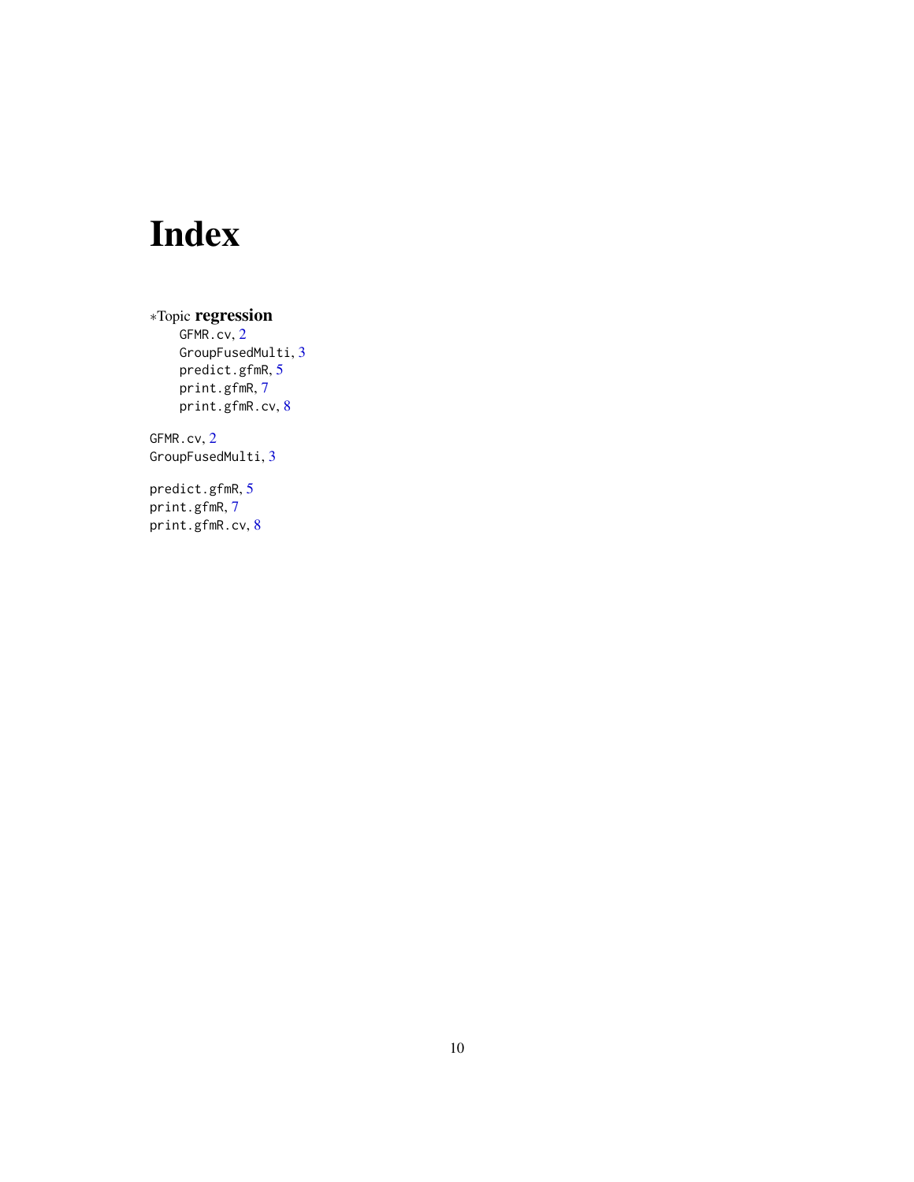# Index

*Topic **regression**

- GFMR.cv, 2
- GroupFusedMulti, 3
- predict.gfmR, 5
- print.gfmR, 7
- print.gfmR.cv, 8

GFMR.cv, 2
GroupFusedMulti, 3

predict.gfmR, 5
print.gfmR, 7
print.gfmR.cv, 8